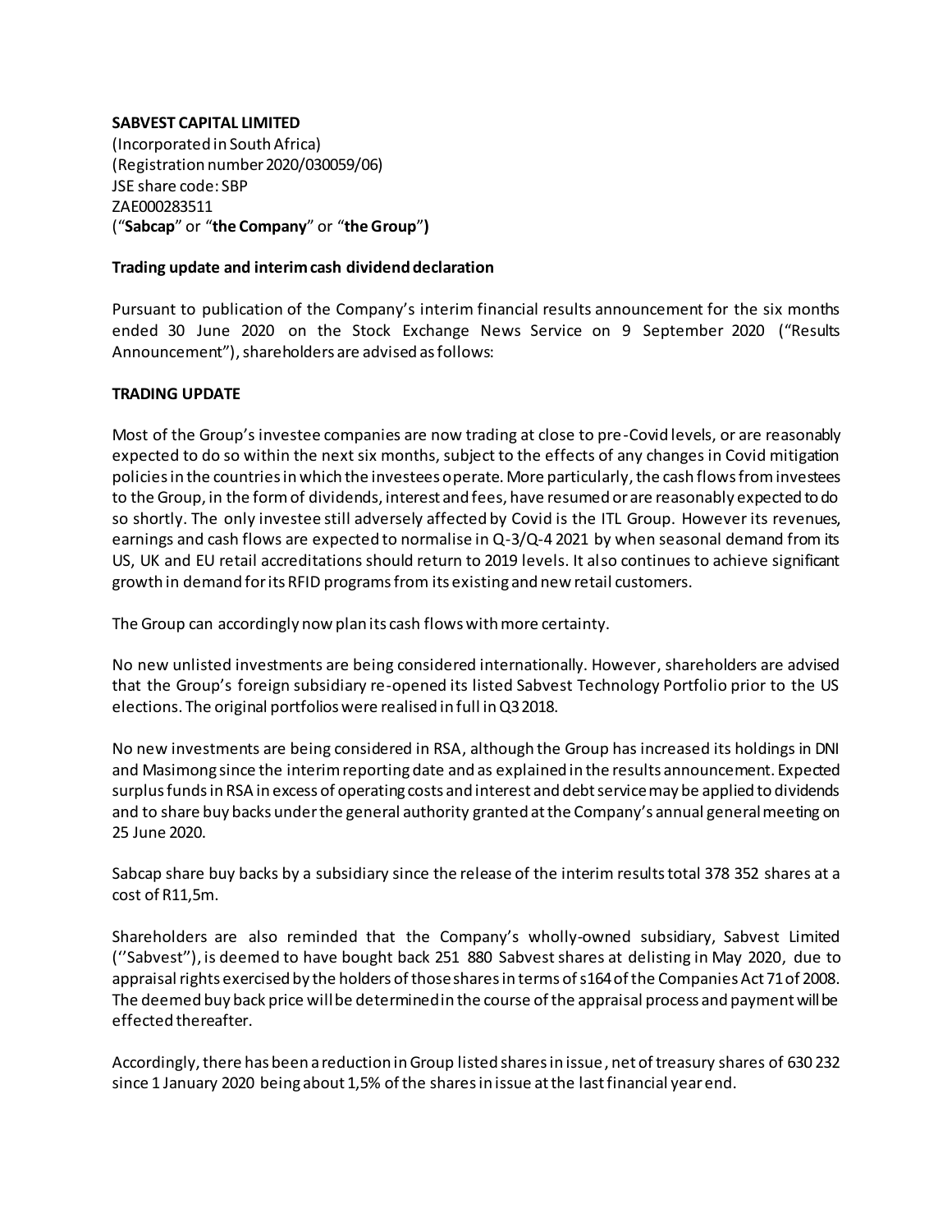**SABVEST CAPITAL LIMITED**
(Incorporated in South Africa)
(Registration number 2020/030059/06)
JSE share code: SBP
ZAE000283511
("**Sabcap**" or "**the Company**" or "**the Group**")

**Trading update and interim cash dividend declaration**

Pursuant to publication of the Company's interim financial results announcement for the six months ended 30 June 2020 on the Stock Exchange News Service on 9 September 2020 ("Results Announcement"), shareholders are advised as follows:

**TRADING UPDATE**

Most of the Group's investee companies are now trading at close to pre-Covid levels, or are reasonably expected to do so within the next six months, subject to the effects of any changes in Covid mitigation policies in the countries in which the investees operate. More particularly, the cash flows from investees to the Group, in the form of dividends, interest and fees, have resumed or are reasonably expected to do so shortly. The only investee still adversely affected by Covid is the ITL Group. However its revenues, earnings and cash flows are expected to normalise in Q-3/Q-4 2021 by when seasonal demand from its US, UK and EU retail accreditations should return to 2019 levels. It also continues to achieve significant growth in demand for its RFID programs from its existing and new retail customers.

The Group can accordingly now plan its cash flows with more certainty.

No new unlisted investments are being considered internationally. However, shareholders are advised that the Group's foreign subsidiary re-opened its listed Sabvest Technology Portfolio prior to the US elections. The original portfolios were realised in full in Q3 2018.

No new investments are being considered in RSA, although the Group has increased its holdings in DNI and Masimong since the interim reporting date and as explained in the results announcement. Expected surplus funds in RSA in excess of operating costs and interest and debt service may be applied to dividends and to share buy backs under the general authority granted at the Company's annual general meeting on 25 June 2020.

Sabcap share buy backs by a subsidiary since the release of the interim results total 378 352 shares at a cost of R11,5m.

Shareholders are also reminded that the Company's wholly-owned subsidiary, Sabvest Limited ("Sabvest"), is deemed to have bought back 251 880 Sabvest shares at delisting in May 2020, due to appraisal rights exercised by the holders of those shares in terms of s164 of the Companies Act 71 of 2008. The deemed buy back price will be determined in the course of the appraisal process and payment will be effected thereafter.

Accordingly, there has been a reduction in Group listed shares in issue, net of treasury shares of 630 232 since 1 January 2020 being about 1,5% of the shares in issue at the last financial year end.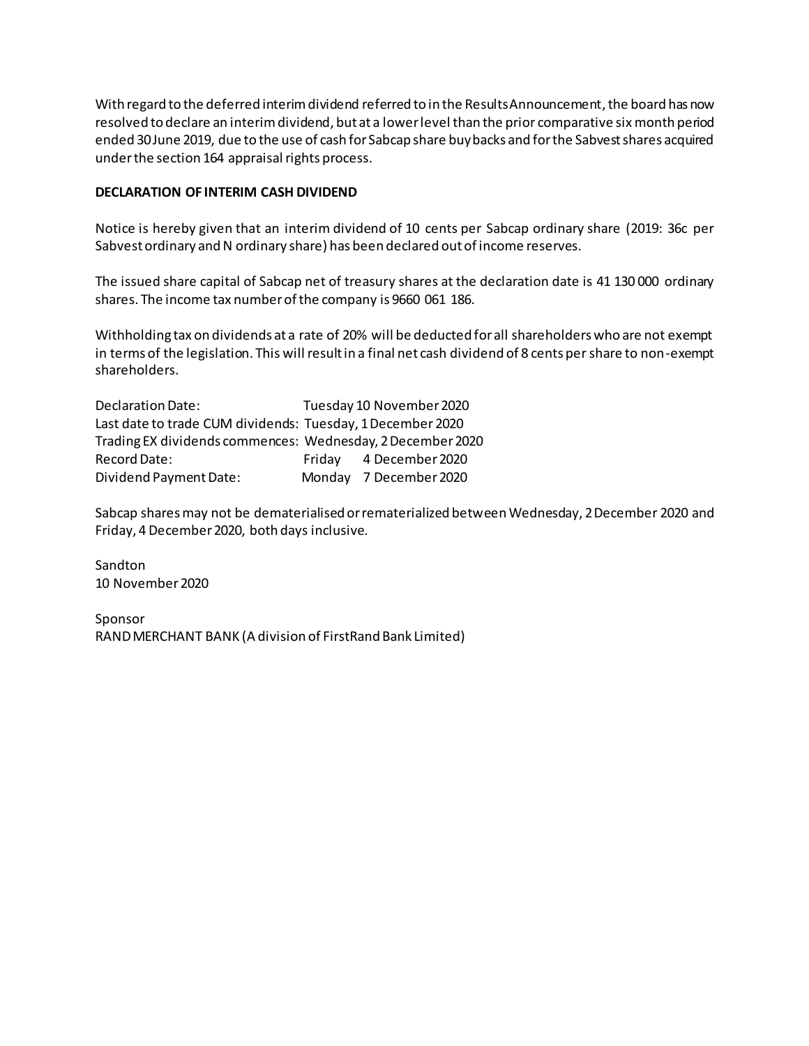With regard to the deferred interim dividend referred to in the Results Announcement, the board has now resolved to declare an interim dividend, but at a lower level than the prior comparative six month period ended 30 June 2019, due to the use of cash for Sabcap share buy backs and for the Sabvest shares acquired under the section 164 appraisal rights process.

**DECLARATION OF INTERIM CASH DIVIDEND**

Notice is hereby given that an interim dividend of 10 cents per Sabcap ordinary share (2019: 36c per Sabvest ordinary and N ordinary share) has been declared out of income reserves.

The issued share capital of Sabcap net of treasury shares at the declaration date is 41 130 000 ordinary shares. The income tax number of the company is 9660 061 186.

Withholding tax on dividends at a rate of 20% will be deducted for all shareholders who are not exempt in terms of the legislation. This will result in a final net cash dividend of 8 cents per share to non-exempt shareholders.

| | |
|---|---|
| Declaration Date: | Tuesday 10 November 2020 |
| Last date to trade CUM dividends: | Tuesday, 1 December 2020 |
| Trading EX dividends commences: | Wednesday, 2 December 2020 |
| Record Date: | Friday 4 December 2020 |
| Dividend Payment Date: | Monday 7 December 2020 |

Sabcap shares may not be dematerialised or rematerialized between Wednesday, 2 December 2020 and Friday, 4 December 2020, both days inclusive.

Sandton
10 November 2020

Sponsor
RAND MERCHANT BANK (A division of FirstRand Bank Limited)